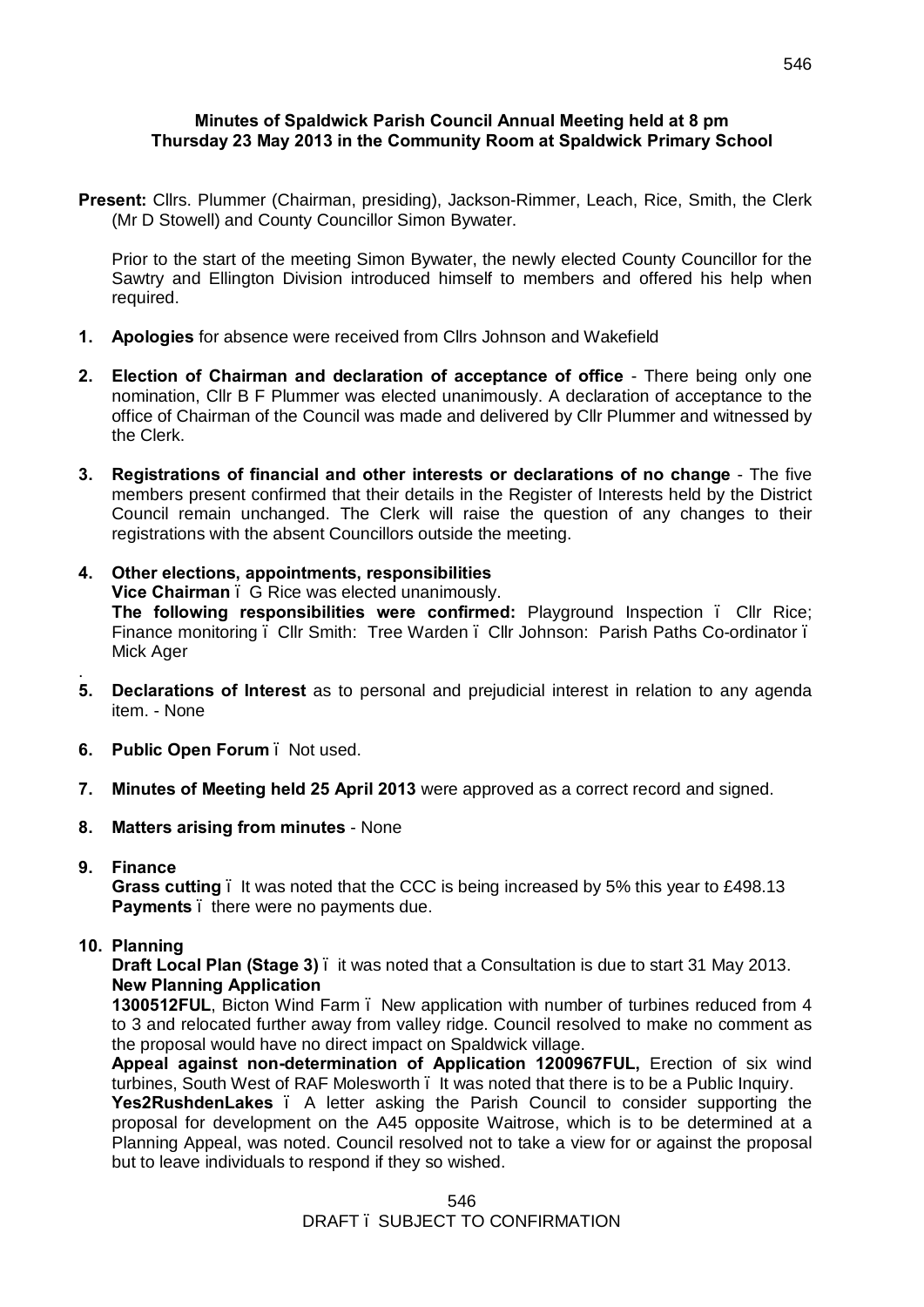**Minutes of Spaldwick Parish Council Annual Meeting held at 8 pm Thursday 23 May 2013 in the Community Room at Spaldwick Primary School**

**Present:** Cllrs. Plummer (Chairman, presiding), Jackson-Rimmer, Leach, Rice, Smith, the Clerk (Mr D Stowell) and County Councillor Simon Bywater.

Prior to the start of the meeting Simon Bywater, the newly elected County Councillor for the Sawtry and Ellington Division introduced himself to members and offered his help when required.

1. **Apologies** for absence were received from Cllrs Johnson and Wakefield

2. **Election of Chairman and declaration of acceptance of office** - There being only one nomination, Cllr B F Plummer was elected unanimously. A declaration of acceptance to the office of Chairman of the Council was made and delivered by Cllr Plummer and witnessed by the Clerk.

3. **Registrations of financial and other interests or declarations of no change** - The five members present confirmed that their details in the Register of Interests held by the District Council remain unchanged. The Clerk will raise the question of any changes to their registrations with the absent Councillors outside the meeting.

4. **Other elections, appointments, responsibilities**
   **Vice Chairman** – G Rice was elected unanimously.
   **The following responsibilities were confirmed:** Playground Inspection – Cllr Rice; Finance monitoring – Cllr Smith: Tree Warden – Cllr Johnson: Parish Paths Co-ordinator – Mick Ager

5. **Declarations of Interest** as to personal and prejudicial interest in relation to any agenda item. - None

6. **Public Open Forum** – Not used.

7. **Minutes of Meeting held 25 April 2013** were approved as a correct record and signed.

8. **Matters arising from minutes** - None

9. **Finance**
   **Grass cutting** – It was noted that the CCC is being increased by 5% this year to £498.13
   **Payments** – there were no payments due.

10. **Planning**
    **Draft Local Plan (Stage 3)** – it was noted that a Consultation is due to start 31 May 2013.
    **New Planning Application**
    **1300512FUL**, Bicton Wind Farm – New application with number of turbines reduced from 4 to 3 and relocated further away from valley ridge. Council resolved to make no comment as the proposal would have no direct impact on Spaldwick village.
    **Appeal against non-determination of Application 1200967FUL,** Erection of six wind turbines, South West of RAF Molesworth – It was noted that there is to be a Public Inquiry.
    **Yes2RushdenLakes** – A letter asking the Parish Council to consider supporting the proposal for development on the A45 opposite Waitrose, which is to be determined at a Planning Appeal, was noted. Council resolved not to take a view for or against the proposal but to leave individuals to respond if they so wished.

DRAFT – SUBJECT TO CONFIRMATION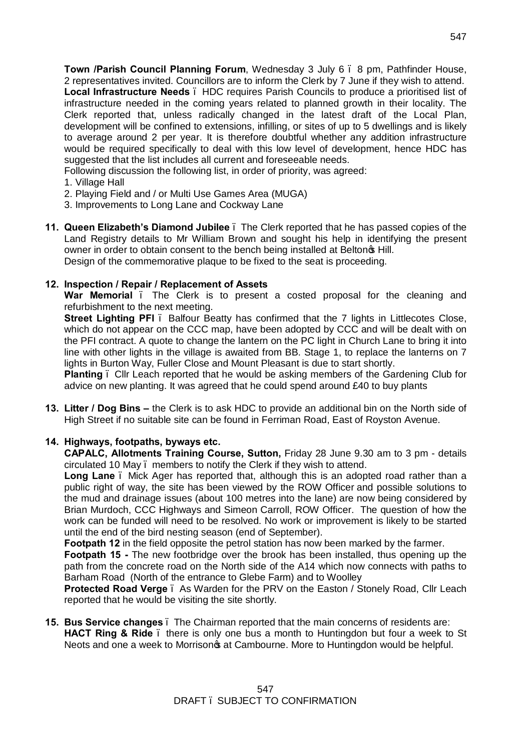**Town /Parish Council Planning Forum**, Wednesday 3 July 6 – 8 pm, Pathfinder House, 2 representatives invited. Councillors are to inform the Clerk by 7 June if they wish to attend.

**Local Infrastructure Needs** – HDC requires Parish Councils to produce a prioritised list of infrastructure needed in the coming years related to planned growth in their locality. The Clerk reported that, unless radically changed in the latest draft of the Local Plan, development will be confined to extensions, infilling, or sites of up to 5 dwellings and is likely to average around 2 per year. It is therefore doubtful whether any addition infrastructure would be required specifically to deal with this low level of development, hence HDC has suggested that the list includes all current and foreseeable needs.

Following discussion the following list, in order of priority, was agreed:

1. Village Hall
2. Playing Field and / or Multi Use Games Area (MUGA)
3. Improvements to Long Lane and Cockway Lane

**11. Queen Elizabeth's Diamond Jubilee** – The Clerk reported that he has passed copies of the Land Registry details to Mr William Brown and sought his help in identifying the present owner in order to obtain consent to the bench being installed at Belton's Hill.
Design of the commemorative plaque to be fixed to the seat is proceeding.

**12. Inspection / Repair / Replacement of Assets**

**War Memorial** – The Clerk is to present a costed proposal for the cleaning and refurbishment to the next meeting.

**Street Lighting PFI** – Balfour Beatty has confirmed that the 7 lights in Littlecotes Close, which do not appear on the CCC map, have been adopted by CCC and will be dealt with on the PFI contract. A quote to change the lantern on the PC light in Church Lane to bring it into line with other lights in the village is awaited from BB. Stage 1, to replace the lanterns on 7 lights in Burton Way, Fuller Close and Mount Pleasant is due to start shortly.

**Planting** – Cllr Leach reported that he would be asking members of the Gardening Club for advice on new planting. It was agreed that he could spend around £40 to buy plants

**13. Litter / Dog Bins –** the Clerk is to ask HDC to provide an additional bin on the North side of High Street if no suitable site can be found in Ferriman Road, East of Royston Avenue.

**14. Highways, footpaths, byways etc.**

**CAPALC, Allotments Training Course, Sutton,** Friday 28 June 9.30 am to 3 pm - details circulated 10 May – members to notify the Clerk if they wish to attend.

**Long Lane** – Mick Ager has reported that, although this is an adopted road rather than a public right of way, the site has been viewed by the ROW Officer and possible solutions to the mud and drainage issues (about 100 metres into the lane) are now being considered by Brian Murdoch, CCC Highways and Simeon Carroll, ROW Officer. The question of how the work can be funded will need to be resolved. No work or improvement is likely to be started until the end of the bird nesting season (end of September).

**Footpath 12** in the field opposite the petrol station has now been marked by the farmer.

**Footpath 15 -** The new footbridge over the brook has been installed, thus opening up the path from the concrete road on the North side of the A14 which now connects with paths to Barham Road (North of the entrance to Glebe Farm) and to Woolley

**Protected Road Verge** – As Warden for the PRV on the Easton / Stonely Road, Cllr Leach reported that he would be visiting the site shortly.

**15. Bus Service changes** – The Chairman reported that the main concerns of residents are:

**HACT Ring & Ride** – there is only one bus a month to Huntingdon but four a week to St Neots and one a week to Morrison's at Cambourne. More to Huntingdon would be helpful.

DRAFT – SUBJECT TO CONFIRMATION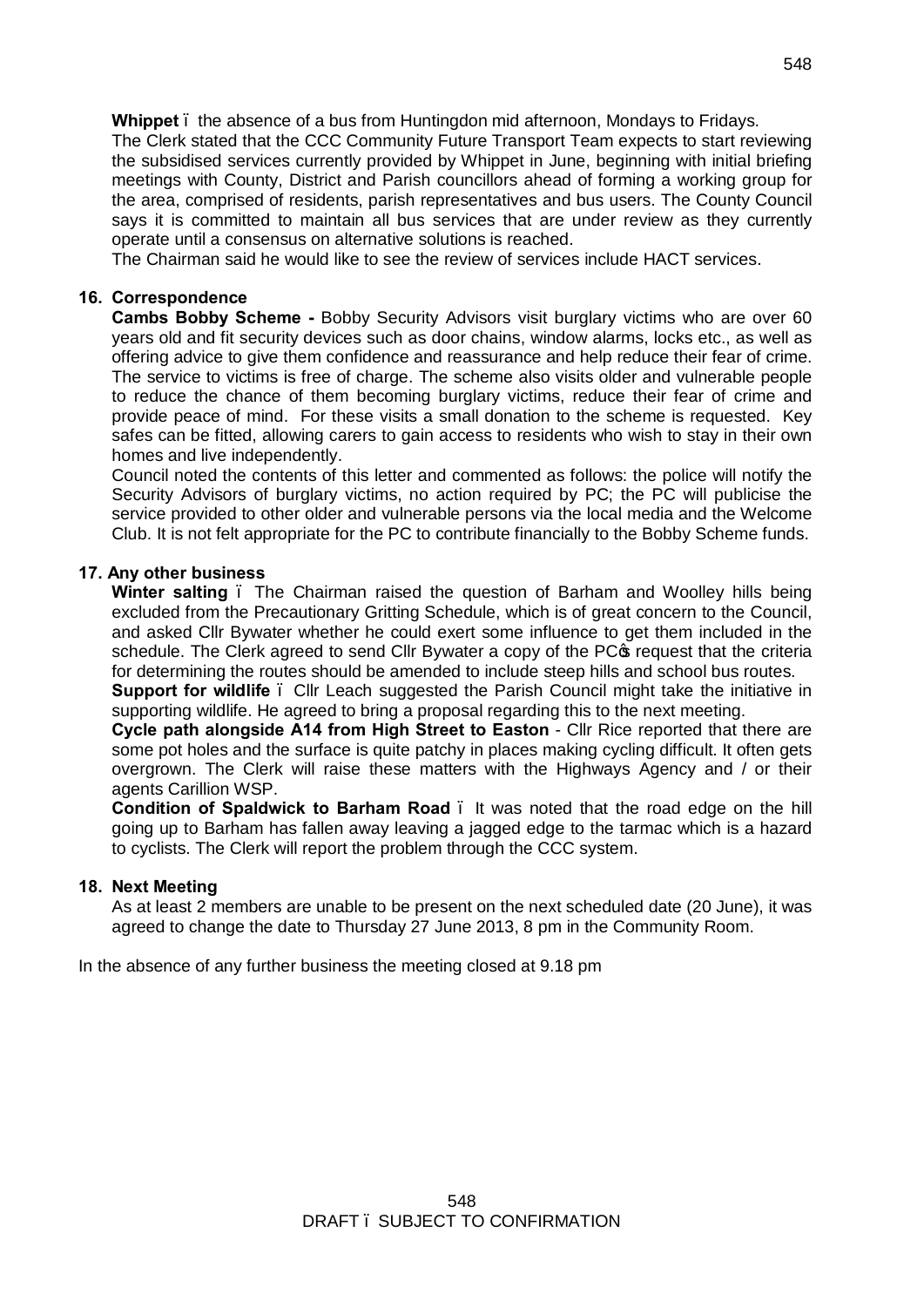**Whippet** – the absence of a bus from Huntingdon mid afternoon, Mondays to Fridays.

The Clerk stated that the CCC Community Future Transport Team expects to start reviewing the subsidised services currently provided by Whippet in June, beginning with initial briefing meetings with County, District and Parish councillors ahead of forming a working group for the area, comprised of residents, parish representatives and bus users. The County Council says it is committed to maintain all bus services that are under review as they currently operate until a consensus on alternative solutions is reached.

The Chairman said he would like to see the review of services include HACT services.

**16. Correspondence**

**Cambs Bobby Scheme -** Bobby Security Advisors visit burglary victims who are over 60 years old and fit security devices such as door chains, window alarms, locks etc., as well as offering advice to give them confidence and reassurance and help reduce their fear of crime. The service to victims is free of charge. The scheme also visits older and vulnerable people to reduce the chance of them becoming burglary victims, reduce their fear of crime and provide peace of mind. For these visits a small donation to the scheme is requested. Key safes can be fitted, allowing carers to gain access to residents who wish to stay in their own homes and live independently.

Council noted the contents of this letter and commented as follows: the police will notify the Security Advisors of burglary victims, no action required by PC; the PC will publicise the service provided to other older and vulnerable persons via the local media and the Welcome Club. It is not felt appropriate for the PC to contribute financially to the Bobby Scheme funds.

**17. Any other business**

**Winter salting** – The Chairman raised the question of Barham and Woolley hills being excluded from the Precautionary Gritting Schedule, which is of great concern to the Council, and asked Cllr Bywater whether he could exert some influence to get them included in the schedule. The Clerk agreed to send Cllr Bywater a copy of the PC's request that the criteria for determining the routes should be amended to include steep hills and school bus routes.

**Support for wildlife** – Cllr Leach suggested the Parish Council might take the initiative in supporting wildlife. He agreed to bring a proposal regarding this to the next meeting.

**Cycle path alongside A14 from High Street to Easton** - Cllr Rice reported that there are some pot holes and the surface is quite patchy in places making cycling difficult. It often gets overgrown. The Clerk will raise these matters with the Highways Agency and / or their agents Carillion WSP.

**Condition of Spaldwick to Barham Road** – It was noted that the road edge on the hill going up to Barham has fallen away leaving a jagged edge to the tarmac which is a hazard to cyclists. The Clerk will report the problem through the CCC system.

**18. Next Meeting**

As at least 2 members are unable to be present on the next scheduled date (20 June), it was agreed to change the date to Thursday 27 June 2013, 8 pm in the Community Room.

In the absence of any further business the meeting closed at 9.18 pm

DRAFT – SUBJECT TO CONFIRMATION